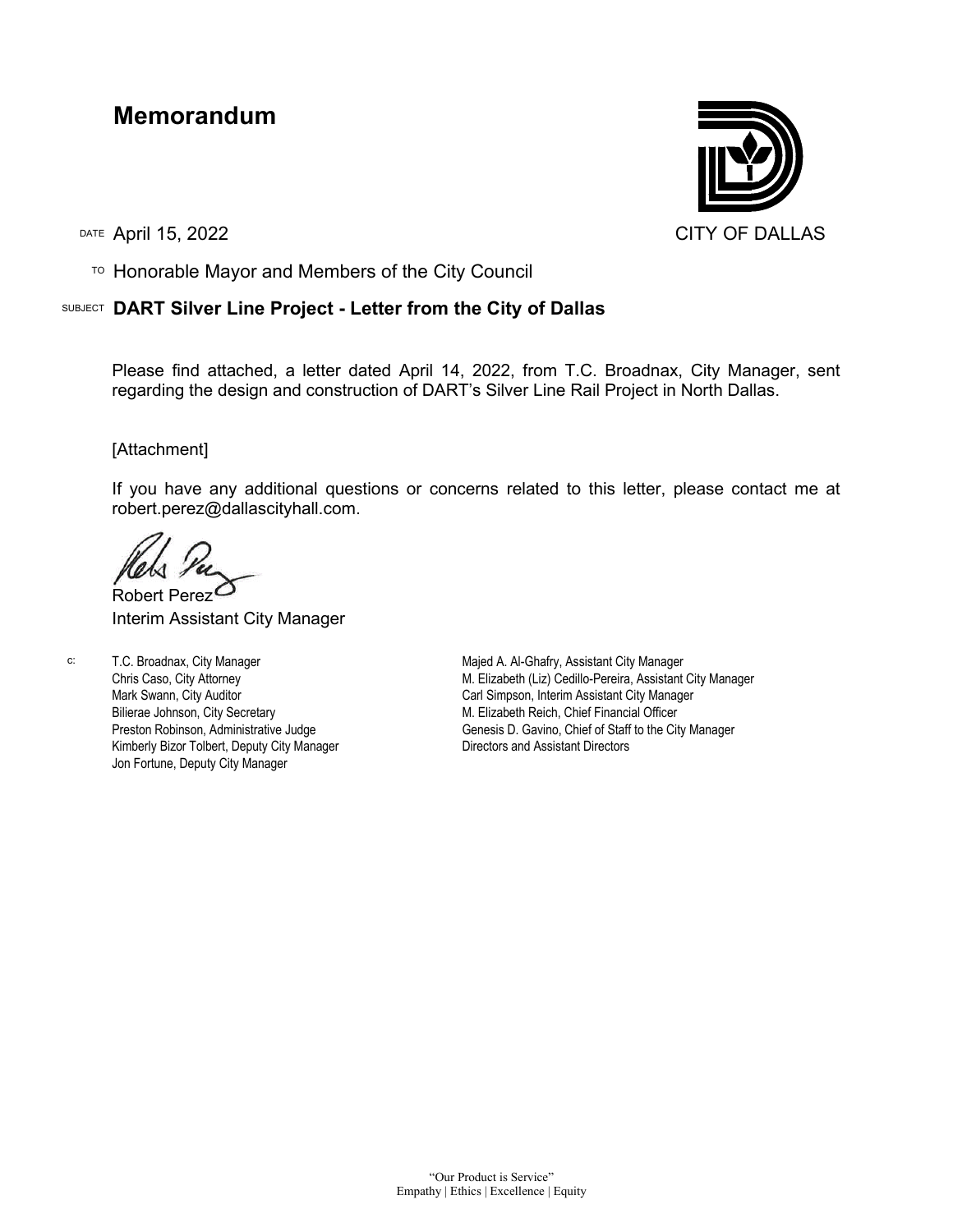# Memorandum

CITY OF DALLAS

DATE April 15, 2022

TO Honorable Mayor and Members of the City Council

SUBJECT **DART Silver Line Project - Letter from the City of Dallas**

Please find attached, a letter dated April 14, 2022, from T.C. Broadnax, City Manager, sent regarding the design and construction of DART's Silver Line Rail Project in North Dallas.

[Attachment]

If you have any additional questions or concerns related to this letter, please contact me at robert.perez@dallascityhall.com.

Robert Perez
Interim Assistant City Manager

c:
T.C. Broadnax, City Manager
Chris Caso, City Attorney
Mark Swann, City Auditor
Bilierae Johnson, City Secretary
Preston Robinson, Administrative Judge
Kimberly Bizor Tolbert, Deputy City Manager
Jon Fortune, Deputy City Manager
Majed A. Al-Ghafry, Assistant City Manager
M. Elizabeth (Liz) Cedillo-Pereira, Assistant City Manager
Carl Simpson, Interim Assistant City Manager
M. Elizabeth Reich, Chief Financial Officer
Genesis D. Gavino, Chief of Staff to the City Manager
Directors and Assistant Directors

"Our Product is Service"
Empathy | Ethics | Excellence | Equity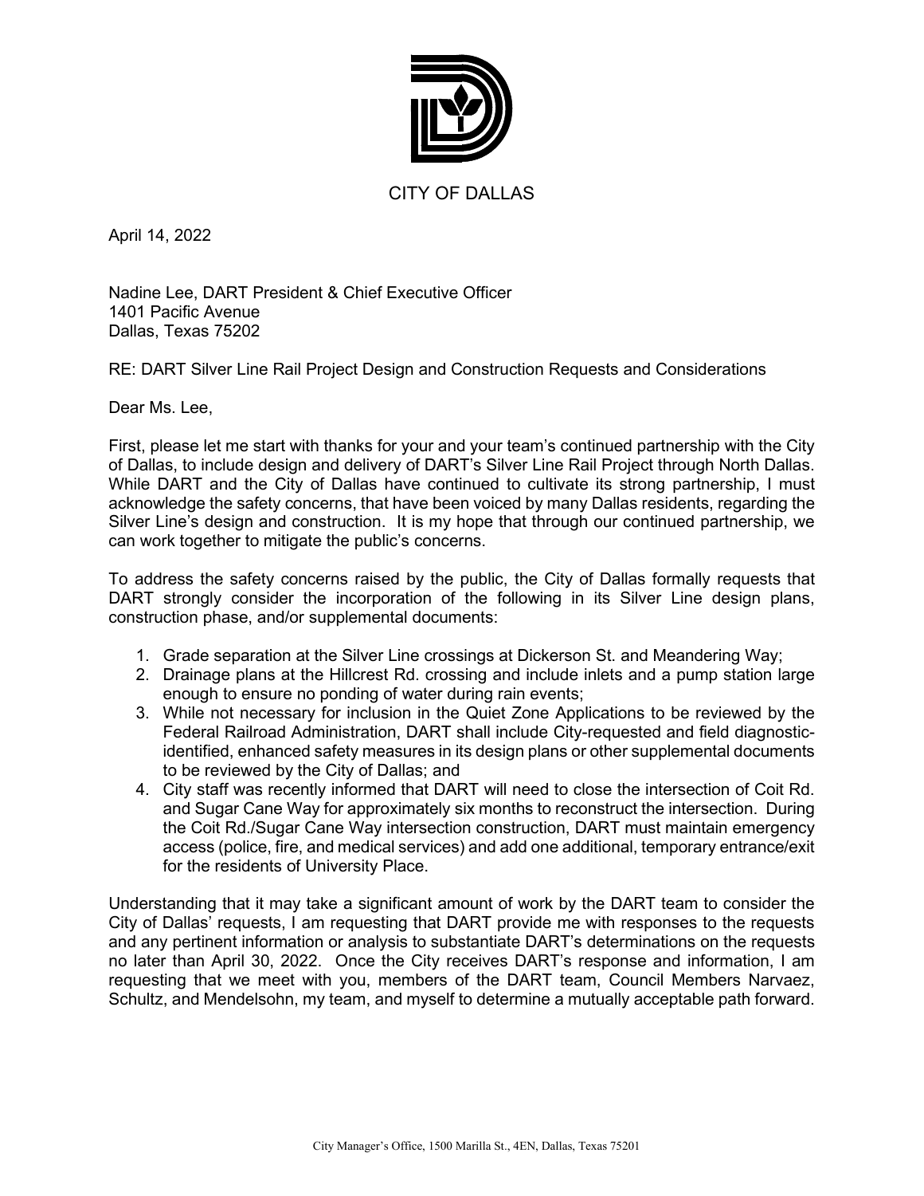CITY OF DALLAS

April 14, 2022

Nadine Lee, DART President & Chief Executive Officer
1401 Pacific Avenue
Dallas, Texas 75202

RE: DART Silver Line Rail Project Design and Construction Requests and Considerations

Dear Ms. Lee,

First, please let me start with thanks for your and your team's continued partnership with the City of Dallas, to include design and delivery of DART's Silver Line Rail Project through North Dallas. While DART and the City of Dallas have continued to cultivate its strong partnership, I must acknowledge the safety concerns, that have been voiced by many Dallas residents, regarding the Silver Line's design and construction. It is my hope that through our continued partnership, we can work together to mitigate the public's concerns.

To address the safety concerns raised by the public, the City of Dallas formally requests that DART strongly consider the incorporation of the following in its Silver Line design plans, construction phase, and/or supplemental documents:

1. Grade separation at the Silver Line crossings at Dickerson St. and Meandering Way;
2. Drainage plans at the Hillcrest Rd. crossing and include inlets and a pump station large enough to ensure no ponding of water during rain events;
3. While not necessary for inclusion in the Quiet Zone Applications to be reviewed by the Federal Railroad Administration, DART shall include City-requested and field diagnostic-identified, enhanced safety measures in its design plans or other supplemental documents to be reviewed by the City of Dallas; and
4. City staff was recently informed that DART will need to close the intersection of Coit Rd. and Sugar Cane Way for approximately six months to reconstruct the intersection. During the Coit Rd./Sugar Cane Way intersection construction, DART must maintain emergency access (police, fire, and medical services) and add one additional, temporary entrance/exit for the residents of University Place.

Understanding that it may take a significant amount of work by the DART team to consider the City of Dallas' requests, I am requesting that DART provide me with responses to the requests and any pertinent information or analysis to substantiate DART's determinations on the requests no later than April 30, 2022. Once the City receives DART's response and information, I am requesting that we meet with you, members of the DART team, Council Members Narvaez, Schultz, and Mendelsohn, my team, and myself to determine a mutually acceptable path forward.

City Manager's Office, 1500 Marilla St., 4EN, Dallas, Texas 75201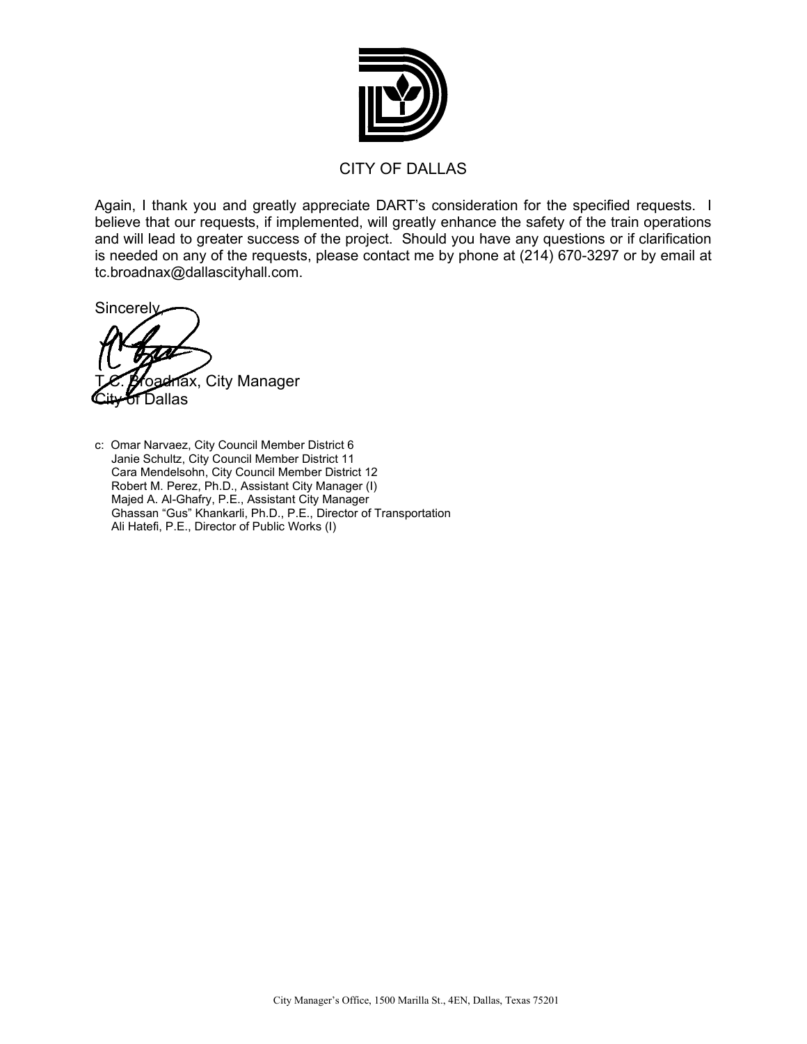CITY OF DALLAS

Again, I thank you and greatly appreciate DART's consideration for the specified requests. I believe that our requests, if implemented, will greatly enhance the safety of the train operations and will lead to greater success of the project. Should you have any questions or if clarification is needed on any of the requests, please contact me by phone at (214) 670-3297 or by email at tc.broadnax@dallascityhall.com.

Sincerely,

T.C. Broadnax, City Manager
City of Dallas

c: Omar Narvaez, City Council Member District 6
Janie Schultz, City Council Member District 11
Cara Mendelsohn, City Council Member District 12
Robert M. Perez, Ph.D., Assistant City Manager (I)
Majed A. Al-Ghafry, P.E., Assistant City Manager
Ghassan "Gus" Khankarli, Ph.D., P.E., Director of Transportation
Ali Hatefi, P.E., Director of Public Works (I)

City Manager's Office, 1500 Marilla St., 4EN, Dallas, Texas 75201